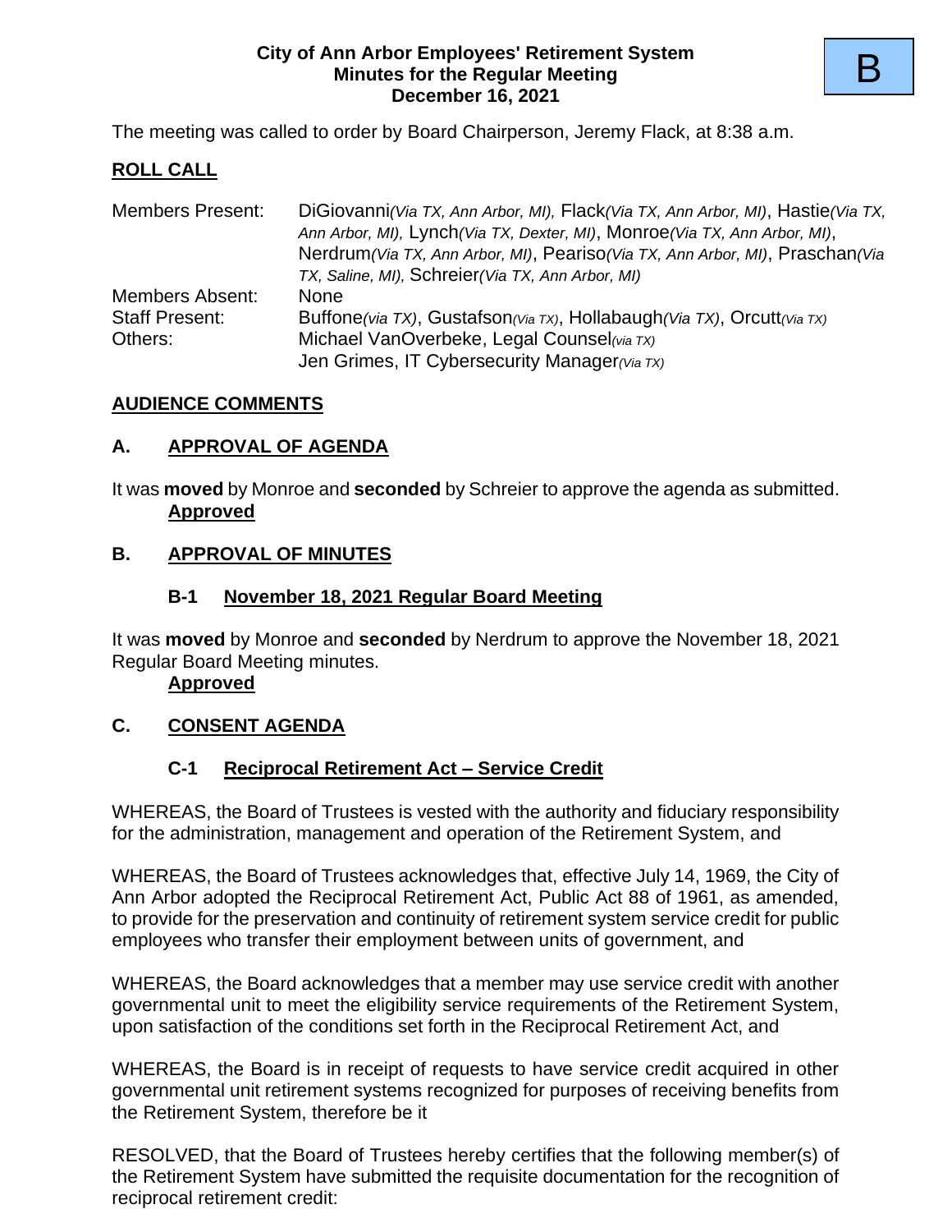B

**City of Ann Arbor Employees' Retirement System**
**Minutes for the Regular Meeting**
**December 16, 2021**

The meeting was called to order by Board Chairperson, Jeremy Flack, at 8:38 a.m.

## ROLL CALL

| | |
|---|---|
| Members Present: | DiGiovanni*(Via TX, Ann Arbor, MI)*, Flack*(Via TX, Ann Arbor, MI)*, Hastie*(Via TX, Ann Arbor, MI)*, Lynch*(Via TX, Dexter, MI)*, Monroe*(Via TX, Ann Arbor, MI)*, Nerdrum*(Via TX, Ann Arbor, MI)*, Peariso*(Via TX, Ann Arbor, MI)*, Praschan*(Via TX, Saline, MI)*, Schreier*(Via TX, Ann Arbor, MI)* |
| Members Absent: | None |
| Staff Present: | Buffone*(via TX)*, Gustafson*(Via TX)*, Hollabaugh*(Via TX)*, Orcutt*(Via TX)* |
| Others: | Michael VanOverbeke, Legal Counsel*(via TX)*<br>Jen Grimes, IT Cybersecurity Manager*(Via TX)* |

## AUDIENCE COMMENTS

## A. APPROVAL OF AGENDA

It was **moved** by Monroe and **seconded** by Schreier to approve the agenda as submitted.
**Approved**

## B. APPROVAL OF MINUTES

### B-1 November 18, 2021 Regular Board Meeting

It was **moved** by Monroe and **seconded** by Nerdrum to approve the November 18, 2021 Regular Board Meeting minutes.
**Approved**

## C. CONSENT AGENDA

### C-1 Reciprocal Retirement Act – Service Credit

WHEREAS, the Board of Trustees is vested with the authority and fiduciary responsibility for the administration, management and operation of the Retirement System, and

WHEREAS, the Board of Trustees acknowledges that, effective July 14, 1969, the City of Ann Arbor adopted the Reciprocal Retirement Act, Public Act 88 of 1961, as amended, to provide for the preservation and continuity of retirement system service credit for public employees who transfer their employment between units of government, and

WHEREAS, the Board acknowledges that a member may use service credit with another governmental unit to meet the eligibility service requirements of the Retirement System, upon satisfaction of the conditions set forth in the Reciprocal Retirement Act, and

WHEREAS, the Board is in receipt of requests to have service credit acquired in other governmental unit retirement systems recognized for purposes of receiving benefits from the Retirement System, therefore be it

RESOLVED, that the Board of Trustees hereby certifies that the following member(s) of the Retirement System have submitted the requisite documentation for the recognition of reciprocal retirement credit: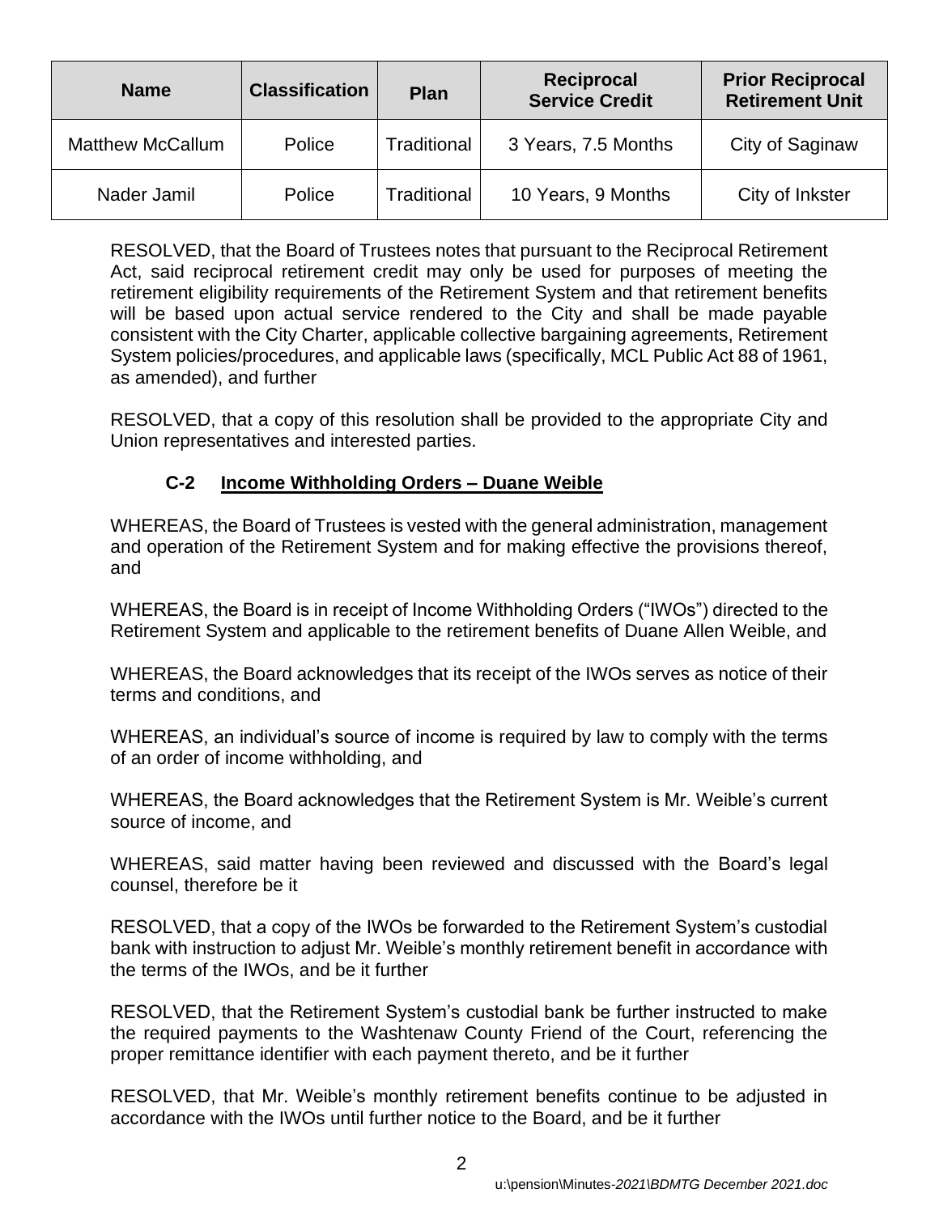| Name | Classification | Plan | Reciprocal Service Credit | Prior Reciprocal Retirement Unit |
| --- | --- | --- | --- | --- |
| Matthew McCallum | Police | Traditional | 3 Years, 7.5 Months | City of Saginaw |
| Nader Jamil | Police | Traditional | 10 Years, 9 Months | City of Inkster |

RESOLVED, that the Board of Trustees notes that pursuant to the Reciprocal Retirement Act, said reciprocal retirement credit may only be used for purposes of meeting the retirement eligibility requirements of the Retirement System and that retirement benefits will be based upon actual service rendered to the City and shall be made payable consistent with the City Charter, applicable collective bargaining agreements, Retirement System policies/procedures, and applicable laws (specifically, MCL Public Act 88 of 1961, as amended), and further

RESOLVED, that a copy of this resolution shall be provided to the appropriate City and Union representatives and interested parties.

### C-2 Income Withholding Orders – Duane Weible

WHEREAS, the Board of Trustees is vested with the general administration, management and operation of the Retirement System and for making effective the provisions thereof, and

WHEREAS, the Board is in receipt of Income Withholding Orders ("IWOs") directed to the Retirement System and applicable to the retirement benefits of Duane Allen Weible, and

WHEREAS, the Board acknowledges that its receipt of the IWOs serves as notice of their terms and conditions, and

WHEREAS, an individual's source of income is required by law to comply with the terms of an order of income withholding, and

WHEREAS, the Board acknowledges that the Retirement System is Mr. Weible's current source of income, and

WHEREAS, said matter having been reviewed and discussed with the Board's legal counsel, therefore be it

RESOLVED, that a copy of the IWOs be forwarded to the Retirement System's custodial bank with instruction to adjust Mr. Weible's monthly retirement benefit in accordance with the terms of the IWOs, and be it further

RESOLVED, that the Retirement System's custodial bank be further instructed to make the required payments to the Washtenaw County Friend of the Court, referencing the proper remittance identifier with each payment thereto, and be it further

RESOLVED, that Mr. Weible's monthly retirement benefits continue to be adjusted in accordance with the IWOs until further notice to the Board, and be it further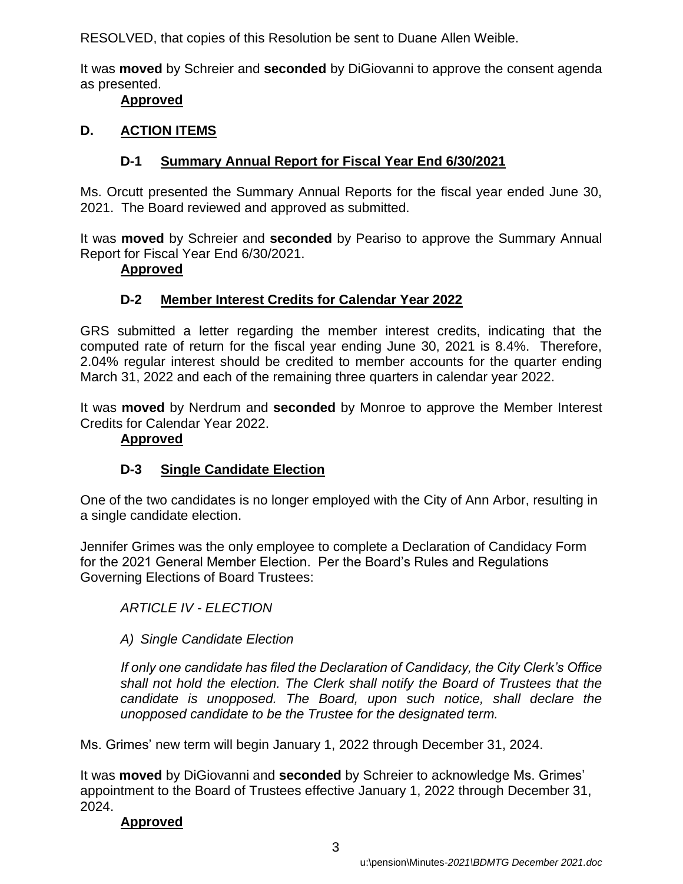RESOLVED, that copies of this Resolution be sent to Duane Allen Weible.

It was **moved** by Schreier and **seconded** by DiGiovanni to approve the consent agenda as presented.

**Approved**

## D. ACTION ITEMS

### D-1 Summary Annual Report for Fiscal Year End 6/30/2021

Ms. Orcutt presented the Summary Annual Reports for the fiscal year ended June 30, 2021. The Board reviewed and approved as submitted.

It was **moved** by Schreier and **seconded** by Peariso to approve the Summary Annual Report for Fiscal Year End 6/30/2021.

**Approved**

### D-2 Member Interest Credits for Calendar Year 2022

GRS submitted a letter regarding the member interest credits, indicating that the computed rate of return for the fiscal year ending June 30, 2021 is 8.4%. Therefore, 2.04% regular interest should be credited to member accounts for the quarter ending March 31, 2022 and each of the remaining three quarters in calendar year 2022.

It was **moved** by Nerdrum and **seconded** by Monroe to approve the Member Interest Credits for Calendar Year 2022.

**Approved**

### D-3 Single Candidate Election

One of the two candidates is no longer employed with the City of Ann Arbor, resulting in a single candidate election.

Jennifer Grimes was the only employee to complete a Declaration of Candidacy Form for the 2021 General Member Election. Per the Board's Rules and Regulations Governing Elections of Board Trustees:

*ARTICLE IV - ELECTION*

*A) Single Candidate Election*

*If only one candidate has filed the Declaration of Candidacy, the City Clerk's Office shall not hold the election. The Clerk shall notify the Board of Trustees that the candidate is unopposed. The Board, upon such notice, shall declare the unopposed candidate to be the Trustee for the designated term.*

Ms. Grimes' new term will begin January 1, 2022 through December 31, 2024.

It was **moved** by DiGiovanni and **seconded** by Schreier to acknowledge Ms. Grimes' appointment to the Board of Trustees effective January 1, 2022 through December 31, 2024.

**Approved**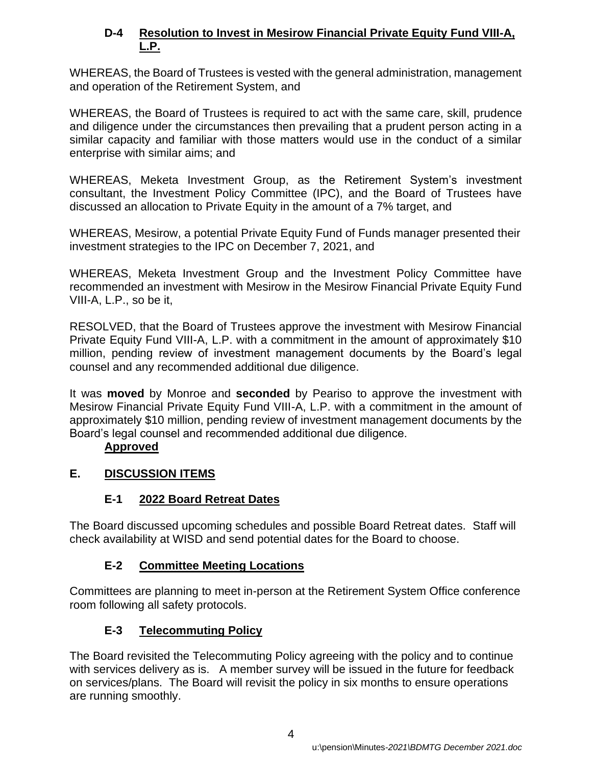### D-4 **Resolution to Invest in Mesirow Financial Private Equity Fund VIII-A, L.P.**

WHEREAS, the Board of Trustees is vested with the general administration, management and operation of the Retirement System, and

WHEREAS, the Board of Trustees is required to act with the same care, skill, prudence and diligence under the circumstances then prevailing that a prudent person acting in a similar capacity and familiar with those matters would use in the conduct of a similar enterprise with similar aims; and

WHEREAS, Meketa Investment Group, as the Retirement System's investment consultant, the Investment Policy Committee (IPC), and the Board of Trustees have discussed an allocation to Private Equity in the amount of a 7% target, and

WHEREAS, Mesirow, a potential Private Equity Fund of Funds manager presented their investment strategies to the IPC on December 7, 2021, and

WHEREAS, Meketa Investment Group and the Investment Policy Committee have recommended an investment with Mesirow in the Mesirow Financial Private Equity Fund VIII-A, L.P., so be it,

RESOLVED, that the Board of Trustees approve the investment with Mesirow Financial Private Equity Fund VIII-A, L.P. with a commitment in the amount of approximately $10 million, pending review of investment management documents by the Board's legal counsel and any recommended additional due diligence.

It was **moved** by Monroe and **seconded** by Peariso to approve the investment with Mesirow Financial Private Equity Fund VIII-A, L.P. with a commitment in the amount of approximately $10 million, pending review of investment management documents by the Board's legal counsel and recommended additional due diligence.

**Approved**

## E. DISCUSSION ITEMS

### E-1 **2022 Board Retreat Dates**

The Board discussed upcoming schedules and possible Board Retreat dates. Staff will check availability at WISD and send potential dates for the Board to choose.

### E-2 **Committee Meeting Locations**

Committees are planning to meet in-person at the Retirement System Office conference room following all safety protocols.

### E-3 **Telecommuting Policy**

The Board revisited the Telecommuting Policy agreeing with the policy and to continue with services delivery as is. A member survey will be issued in the future for feedback on services/plans. The Board will revisit the policy in six months to ensure operations are running smoothly.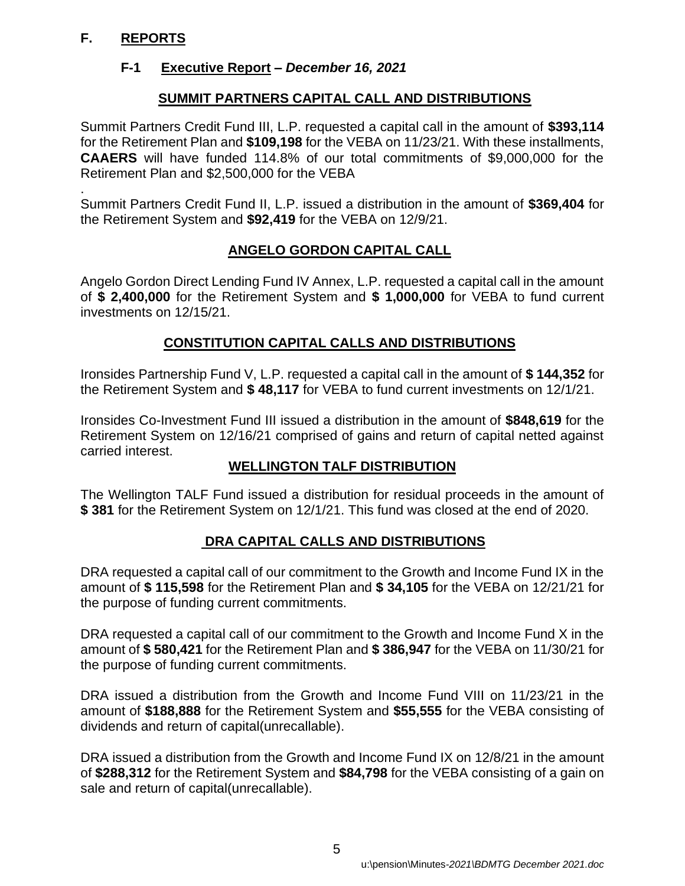## F. REPORTS

### F-1 Executive Report – *December 16, 2021*

#### SUMMIT PARTNERS CAPITAL CALL AND DISTRIBUTIONS

Summit Partners Credit Fund III, L.P. requested a capital call in the amount of **$393,114** for the Retirement Plan and **$109,198** for the VEBA on 11/23/21. With these installments, **CAAERS** will have funded 114.8% of our total commitments of $9,000,000 for the Retirement Plan and $2,500,000 for the VEBA

.

Summit Partners Credit Fund II, L.P. issued a distribution in the amount of **$369,404** for the Retirement System and **$92,419** for the VEBA on 12/9/21.

#### ANGELO GORDON CAPITAL CALL

Angelo Gordon Direct Lending Fund IV Annex, L.P. requested a capital call in the amount of **$ 2,400,000** for the Retirement System and **$ 1,000,000** for VEBA to fund current investments on 12/15/21.

#### CONSTITUTION CAPITAL CALLS AND DISTRIBUTIONS

Ironsides Partnership Fund V, L.P. requested a capital call in the amount of **$ 144,352** for the Retirement System and **$ 48,117** for VEBA to fund current investments on 12/1/21.

Ironsides Co-Investment Fund III issued a distribution in the amount of **$848,619** for the Retirement System on 12/16/21 comprised of gains and return of capital netted against carried interest.

#### WELLINGTON TALF DISTRIBUTION

The Wellington TALF Fund issued a distribution for residual proceeds in the amount of **$ 381** for the Retirement System on 12/1/21. This fund was closed at the end of 2020.

#### DRA CAPITAL CALLS AND DISTRIBUTIONS

DRA requested a capital call of our commitment to the Growth and Income Fund IX in the amount of **$ 115,598** for the Retirement Plan and **$ 34,105** for the VEBA on 12/21/21 for the purpose of funding current commitments.

DRA requested a capital call of our commitment to the Growth and Income Fund X in the amount of **$ 580,421** for the Retirement Plan and **$ 386,947** for the VEBA on 11/30/21 for the purpose of funding current commitments.

DRA issued a distribution from the Growth and Income Fund VIII on 11/23/21 in the amount of **$188,888** for the Retirement System and **$55,555** for the VEBA consisting of dividends and return of capital(unrecallable).

DRA issued a distribution from the Growth and Income Fund IX on 12/8/21 in the amount of **$288,312** for the Retirement System and **$84,798** for the VEBA consisting of a gain on sale and return of capital(unrecallable).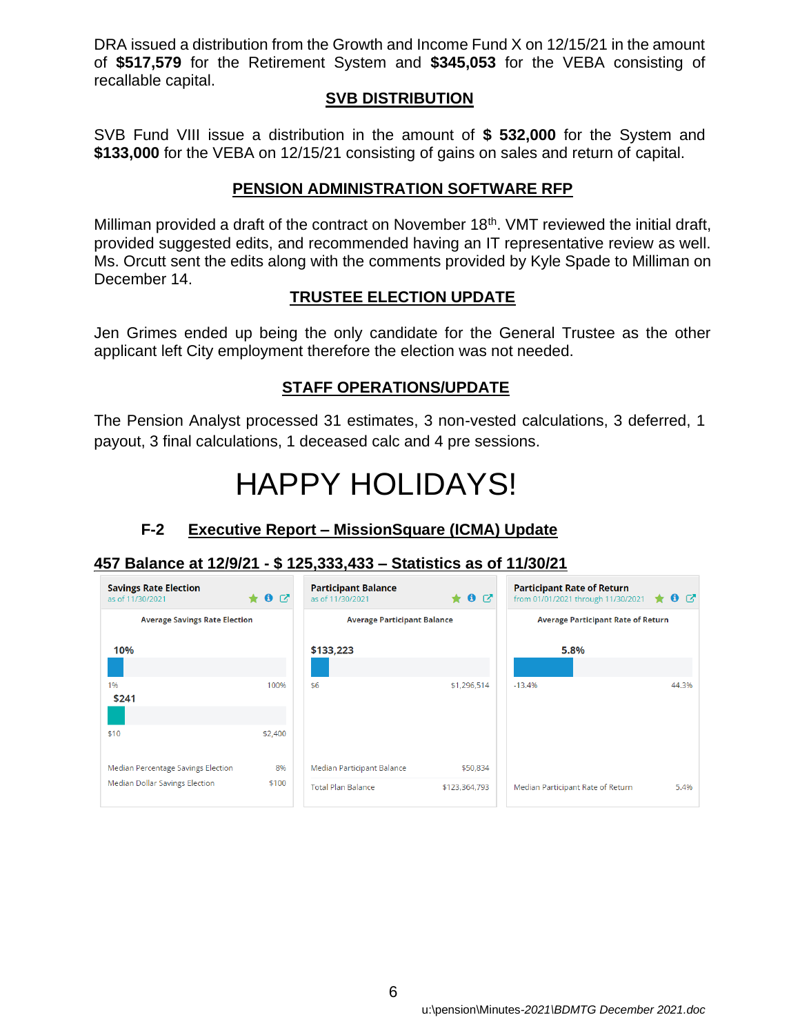DRA issued a distribution from the Growth and Income Fund X on 12/15/21 in the amount of **$517,579** for the Retirement System and **$345,053** for the VEBA consisting of recallable capital.

## SVB DISTRIBUTION

SVB Fund VIII issue a distribution in the amount of **$ 532,000** for the System and **$133,000** for the VEBA on 12/15/21 consisting of gains on sales and return of capital.

## PENSION ADMINISTRATION SOFTWARE RFP

Milliman provided a draft of the contract on November 18th. VMT reviewed the initial draft, provided suggested edits, and recommended having an IT representative review as well. Ms. Orcutt sent the edits along with the comments provided by Kyle Spade to Milliman on December 14.

## TRUSTEE ELECTION UPDATE

Jen Grimes ended up being the only candidate for the General Trustee as the other applicant left City employment therefore the election was not needed.

## STAFF OPERATIONS/UPDATE

The Pension Analyst processed 31 estimates, 3 non-vested calculations, 3 deferred, 1 payout, 3 final calculations, 1 deceased calc and 4 pre sessions.

# HAPPY HOLIDAYS!

## F-2 Executive Report – MissionSquare (ICMA) Update

**457 Balance at 12/9/21 - $ 125,333,433 – Statistics as of 11/30/21**

**Savings Rate Election** (as of 11/30/2021)

Average Savings Rate Election

- 10% (range 1% – 100%)
- $241 (range $10 – $2,400)

| | |
|---|---|
| Median Percentage Savings Election | 8% |
| Median Dollar Savings Election | $100 |

**Participant Balance** (as of 11/30/2021)

Average Participant Balance

- $133,223 (range $6 – $1,296,514)

| | |
|---|---|
| Median Participant Balance | $50,834 |
| Total Plan Balance | $123,364,793 |

**Participant Rate of Return** (from 01/01/2021 through 11/30/2021)

Average Participant Rate of Return

- 5.8% (range -13.4% – 44.3%)

| | |
|---|---|
| Median Participant Rate of Return | 5.4% |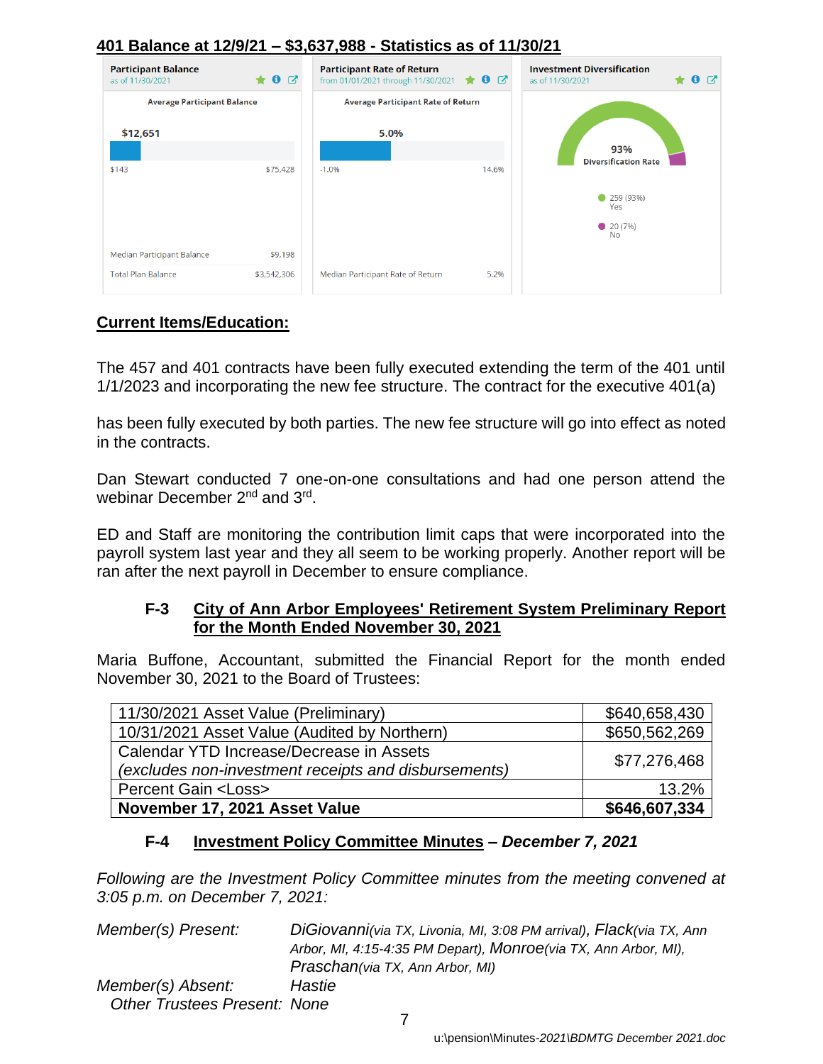**401 Balance at 12/9/21 – $3,637,988 - Statistics as of 11/30/21**

**Participant Balance**
as of 11/30/2021

Average Participant Balance

$12,651

$143 — $75,428

Median Participant Balance $9,198

Total Plan Balance $3,542,306

**Participant Rate of Return**
from 01/01/2021 through 11/30/2021

Average Participant Rate of Return

5.0%

-1.0% — 14.6%

Median Participant Rate of Return 5.2%

**Investment Diversification**
as of 11/30/2021

93% Diversification Rate

259 (93%) Yes

20 (7%) No

## Current Items/Education:

The 457 and 401 contracts have been fully executed extending the term of the 401 until 1/1/2023 and incorporating the new fee structure. The contract for the executive 401(a)

has been fully executed by both parties. The new fee structure will go into effect as noted in the contracts.

Dan Stewart conducted 7 one-on-one consultations and had one person attend the webinar December 2nd and 3rd.

ED and Staff are monitoring the contribution limit caps that were incorporated into the payroll system last year and they all seem to be working properly. Another report will be ran after the next payroll in December to ensure compliance.

### F-3 City of Ann Arbor Employees' Retirement System Preliminary Report for the Month Ended November 30, 2021

Maria Buffone, Accountant, submitted the Financial Report for the month ended November 30, 2021 to the Board of Trustees:

| | |
|---|---|
| 11/30/2021 Asset Value (Preliminary) | $640,658,430 |
| 10/31/2021 Asset Value (Audited by Northern) | $650,562,269 |
| Calendar YTD Increase/Decrease in Assets *(excludes non-investment receipts and disbursements)* | $77,276,468 |
| Percent Gain <Loss> | 13.2% |
| **November 17, 2021 Asset Value** | **$646,607,334** |

### F-4 Investment Policy Committee Minutes – *December 7, 2021*

*Following are the Investment Policy Committee minutes from the meeting convened at 3:05 p.m. on December 7, 2021:*

*Member(s) Present:* *DiGiovanni(via TX, Livonia, MI, 3:08 PM arrival), Flack(via TX, Ann Arbor, MI, 4:15-4:35 PM Depart), Monroe(via TX, Ann Arbor, MI), Praschan(via TX, Ann Arbor, MI)*

*Member(s) Absent:* *Hastie*

*Other Trustees Present:* *None*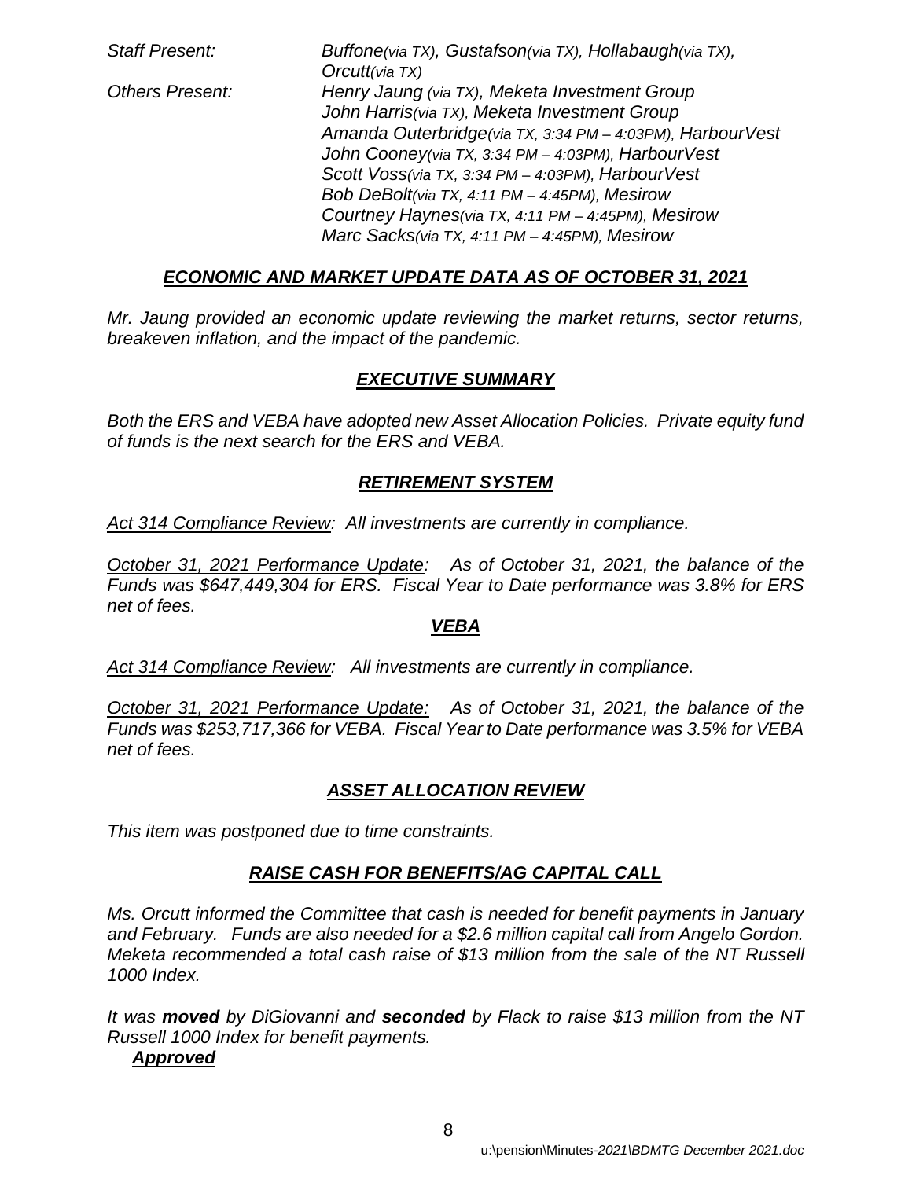*Staff Present:* *Buffone(via TX), Gustafson(via TX), Hollabaugh(via TX), Orcutt(via TX)*

*Others Present:* *Henry Jaung (via TX), Meketa Investment Group*
*John Harris(via TX), Meketa Investment Group*
*Amanda Outerbridge(via TX, 3:34 PM – 4:03PM), HarbourVest*
*John Cooney(via TX, 3:34 PM – 4:03PM), HarbourVest*
*Scott Voss(via TX, 3:34 PM – 4:03PM), HarbourVest*
*Bob DeBolt(via TX, 4:11 PM – 4:45PM), Mesirow*
*Courtney Haynes(via TX, 4:11 PM – 4:45PM), Mesirow*
*Marc Sacks(via TX, 4:11 PM – 4:45PM), Mesirow*

## ***ECONOMIC AND MARKET UPDATE DATA AS OF OCTOBER 31, 2021***

*Mr. Jaung provided an economic update reviewing the market returns, sector returns, breakeven inflation, and the impact of the pandemic.*

## ***EXECUTIVE SUMMARY***

*Both the ERS and VEBA have adopted new Asset Allocation Policies. Private equity fund of funds is the next search for the ERS and VEBA.*

## ***RETIREMENT SYSTEM***

*Act 314 Compliance Review: All investments are currently in compliance.*

*October 31, 2021 Performance Update: As of October 31, 2021, the balance of the Funds was $647,449,304 for ERS. Fiscal Year to Date performance was 3.8% for ERS net of fees.*

## ***VEBA***

*Act 314 Compliance Review: All investments are currently in compliance.*

*October 31, 2021 Performance Update: As of October 31, 2021, the balance of the Funds was $253,717,366 for VEBA. Fiscal Year to Date performance was 3.5% for VEBA net of fees.*

## ***ASSET ALLOCATION REVIEW***

*This item was postponed due to time constraints.*

## ***RAISE CASH FOR BENEFITS/AG CAPITAL CALL***

*Ms. Orcutt informed the Committee that cash is needed for benefit payments in January and February. Funds are also needed for a $2.6 million capital call from Angelo Gordon. Meketa recommended a total cash raise of $13 million from the sale of the NT Russell 1000 Index.*

*It was **moved** by DiGiovanni and **seconded** by Flack to raise $13 million from the NT Russell 1000 Index for benefit payments.*

***Approved***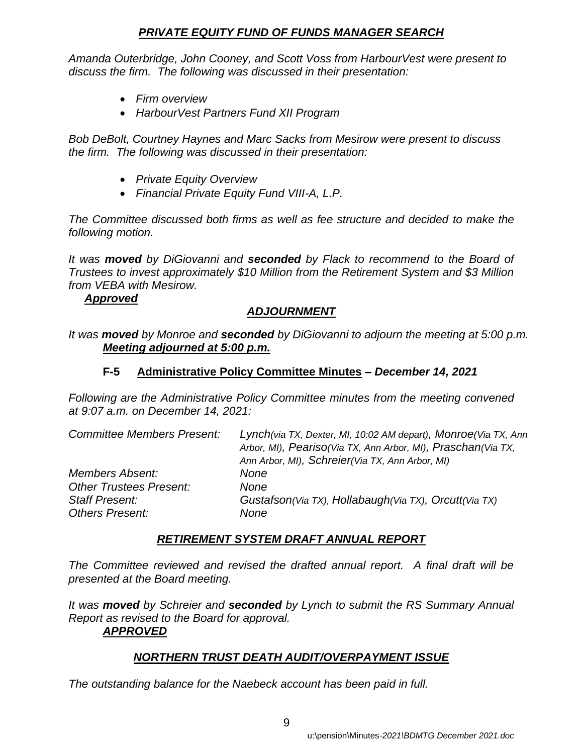### ***PRIVATE EQUITY FUND OF FUNDS MANAGER SEARCH***

*Amanda Outerbridge, John Cooney, and Scott Voss from HarbourVest were present to discuss the firm. The following was discussed in their presentation:*

- *Firm overview*
- *HarbourVest Partners Fund XII Program*

*Bob DeBolt, Courtney Haynes and Marc Sacks from Mesirow were present to discuss the firm. The following was discussed in their presentation:*

- *Private Equity Overview*
- *Financial Private Equity Fund VIII-A, L.P.*

*The Committee discussed both firms as well as fee structure and decided to make the following motion.*

*It was **moved** by DiGiovanni and **seconded** by Flack to recommend to the Board of Trustees to invest approximately $10 Million from the Retirement System and $3 Million from VEBA with Mesirow.*

***Approved***

### ***ADJOURNMENT***

*It was **moved** by Monroe and **seconded** by DiGiovanni to adjourn the meeting at 5:00 p.m.*

***Meeting adjourned at 5:00 p.m.***

## F-5 Administrative Policy Committee Minutes – *December 14, 2021*

*Following are the Administrative Policy Committee minutes from the meeting convened at 9:07 a.m. on December 14, 2021:*

| | |
|---|---|
| *Committee Members Present:* | *Lynch(via TX, Dexter, MI, 10:02 AM depart), Monroe(Via TX, Ann Arbor, MI), Peariso(Via TX, Ann Arbor, MI), Praschan(Via TX, Ann Arbor, MI), Schreier(Via TX, Ann Arbor, MI)* |
| *Members Absent:* | *None* |
| *Other Trustees Present:* | *None* |
| *Staff Present:* | *Gustafson(Via TX), Hollabaugh(Via TX), Orcutt(Via TX)* |
| *Others Present:* | *None* |

### ***RETIREMENT SYSTEM DRAFT ANNUAL REPORT***

*The Committee reviewed and revised the drafted annual report. A final draft will be presented at the Board meeting.*

*It was **moved** by Schreier and **seconded** by Lynch to submit the RS Summary Annual Report as revised to the Board for approval.*

***APPROVED***

### ***NORTHERN TRUST DEATH AUDIT/OVERPAYMENT ISSUE***

*The outstanding balance for the Naebeck account has been paid in full.*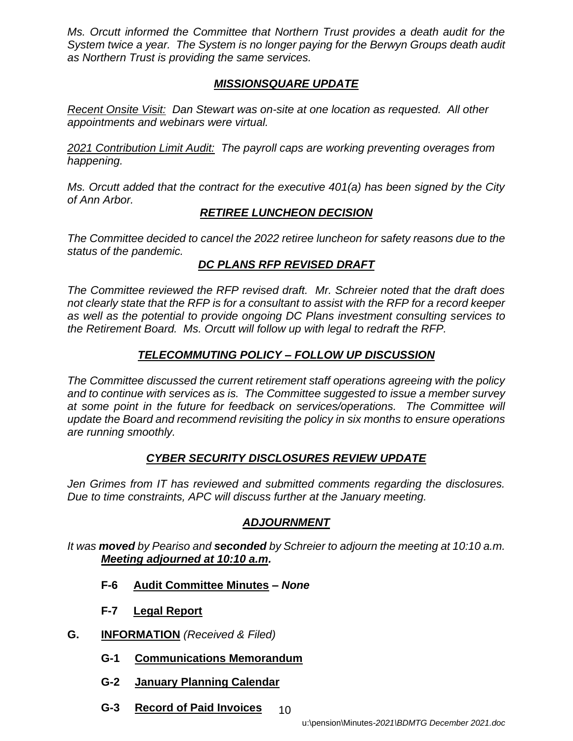*Ms. Orcutt informed the Committee that Northern Trust provides a death audit for the System twice a year. The System is no longer paying for the Berwyn Groups death audit as Northern Trust is providing the same services.*

### ***MISSIONSQUARE UPDATE***

*Recent Onsite Visit: Dan Stewart was on-site at one location as requested. All other appointments and webinars were virtual.*

*2021 Contribution Limit Audit: The payroll caps are working preventing overages from happening.*

*Ms. Orcutt added that the contract for the executive 401(a) has been signed by the City of Ann Arbor.*

### ***RETIREE LUNCHEON DECISION***

*The Committee decided to cancel the 2022 retiree luncheon for safety reasons due to the status of the pandemic.*

### ***DC PLANS RFP REVISED DRAFT***

*The Committee reviewed the RFP revised draft. Mr. Schreier noted that the draft does not clearly state that the RFP is for a consultant to assist with the RFP for a record keeper as well as the potential to provide ongoing DC Plans investment consulting services to the Retirement Board. Ms. Orcutt will follow up with legal to redraft the RFP.*

### ***TELECOMMUTING POLICY – FOLLOW UP DISCUSSION***

*The Committee discussed the current retirement staff operations agreeing with the policy and to continue with services as is. The Committee suggested to issue a member survey at some point in the future for feedback on services/operations. The Committee will update the Board and recommend revisiting the policy in six months to ensure operations are running smoothly.*

### ***CYBER SECURITY DISCLOSURES REVIEW UPDATE***

*Jen Grimes from IT has reviewed and submitted comments regarding the disclosures. Due to time constraints, APC will discuss further at the January meeting.*

### ***ADJOURNMENT***

*It was **moved** by Peariso and **seconded** by Schreier to adjourn the meeting at 10:10 a.m.* ***Meeting adjourned at 10:10 a.m.***

**F-6 Audit Committee Minutes** – ***None***

**F-7 Legal Report**

**G. INFORMATION** *(Received & Filed)*

**G-1 Communications Memorandum**

**G-2 January Planning Calendar**

**G-3 Record of Paid Invoices**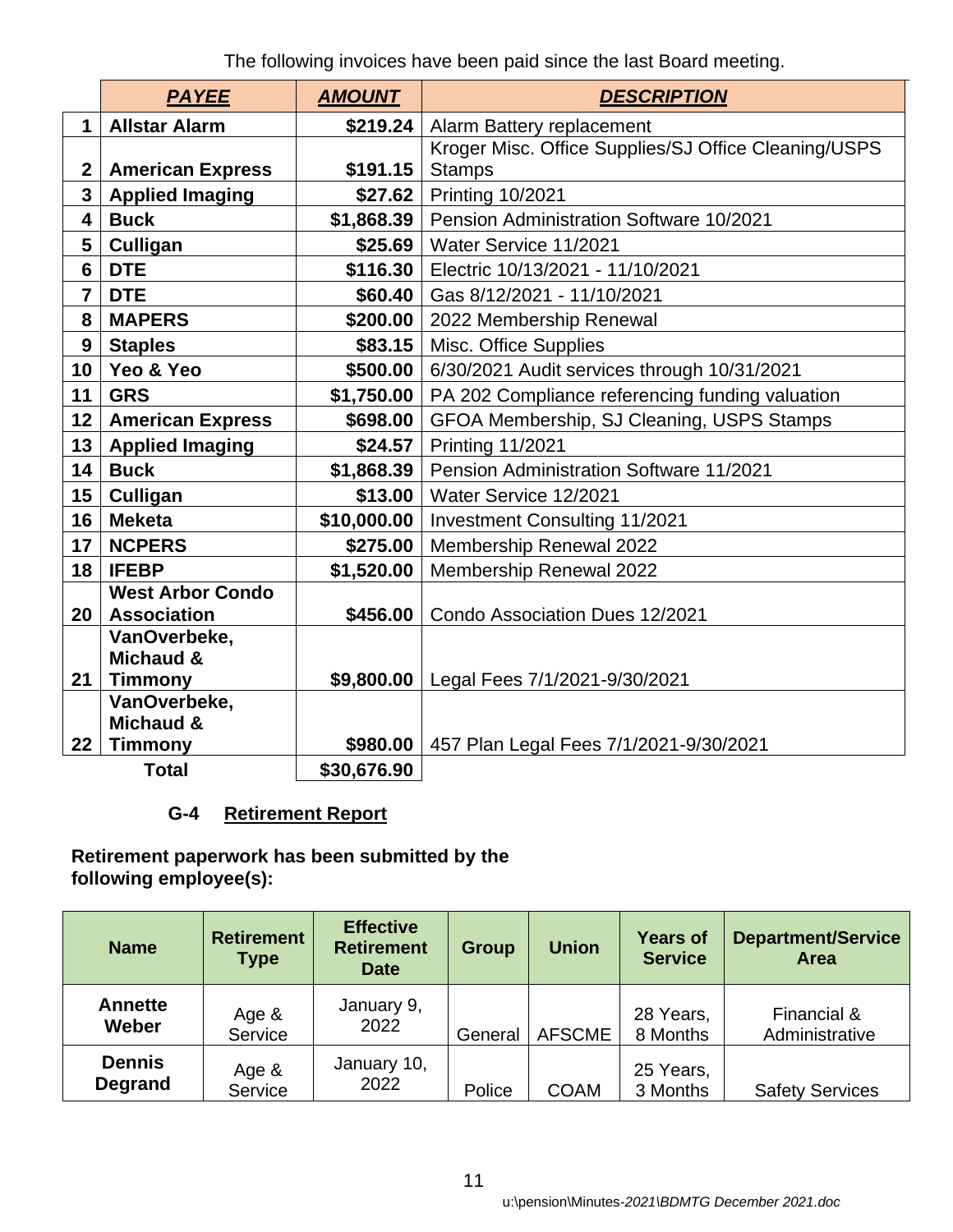The following invoices have been paid since the last Board meeting.

| | ***PAYEE*** | ***AMOUNT*** | ***DESCRIPTION*** |
|---|---|---|---|
| **1** | **Allstar Alarm** | **$219.24** | Alarm Battery replacement |
| **2** | **American Express** | **$191.15** | Kroger Misc. Office Supplies/SJ Office Cleaning/USPS Stamps |
| **3** | **Applied Imaging** | **$27.62** | Printing 10/2021 |
| **4** | **Buck** | **$1,868.39** | Pension Administration Software 10/2021 |
| **5** | **Culligan** | **$25.69** | Water Service 11/2021 |
| **6** | **DTE** | **$116.30** | Electric 10/13/2021 - 11/10/2021 |
| **7** | **DTE** | **$60.40** | Gas 8/12/2021 - 11/10/2021 |
| **8** | **MAPERS** | **$200.00** | 2022 Membership Renewal |
| **9** | **Staples** | **$83.15** | Misc. Office Supplies |
| **10** | **Yeo & Yeo** | **$500.00** | 6/30/2021 Audit services through 10/31/2021 |
| **11** | **GRS** | **$1,750.00** | PA 202 Compliance referencing funding valuation |
| **12** | **American Express** | **$698.00** | GFOA Membership, SJ Cleaning, USPS Stamps |
| **13** | **Applied Imaging** | **$24.57** | Printing 11/2021 |
| **14** | **Buck** | **$1,868.39** | Pension Administration Software 11/2021 |
| **15** | **Culligan** | **$13.00** | Water Service 12/2021 |
| **16** | **Meketa** | **$10,000.00** | Investment Consulting 11/2021 |
| **17** | **NCPERS** | **$275.00** | Membership Renewal 2022 |
| **18** | **IFEBP** | **$1,520.00** | Membership Renewal 2022 |
| **20** | **West Arbor Condo Association** | **$456.00** | Condo Association Dues 12/2021 |
| **21** | **VanOverbeke, Michaud & Timmony** | **$9,800.00** | Legal Fees 7/1/2021-9/30/2021 |
| **22** | **VanOverbeke, Michaud & Timmony** | **$980.00** | 457 Plan Legal Fees 7/1/2021-9/30/2021 |
| | **Total** | **$30,676.90** | |

**G-4 Retirement Report**

**Retirement paperwork has been submitted by the following employee(s):**

| Name | Retirement Type | Effective Retirement Date | Group | Union | Years of Service | Department/Service Area |
|---|---|---|---|---|---|---|
| **Annette Weber** | Age & Service | January 9, 2022 | General | AFSCME | 28 Years, 8 Months | Financial & Administrative |
| **Dennis Degrand** | Age & Service | January 10, 2022 | Police | COAM | 25 Years, 3 Months | Safety Services |

u:\pension\Minutes-*2021\BDMTG December 2021.doc*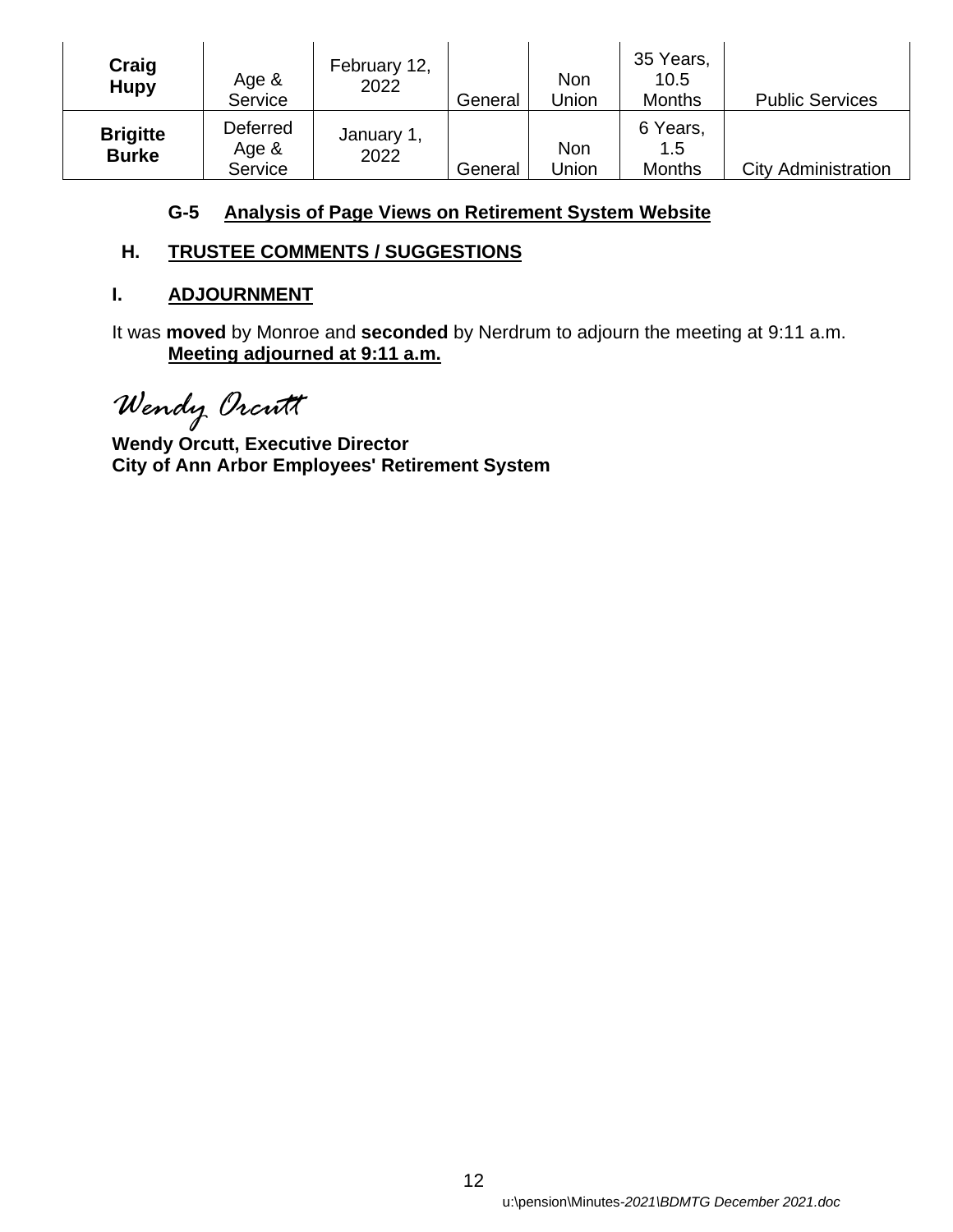| | | | | | | |
|---|---|---|---|---|---|---|
| **Craig Hupy** | Age & Service | February 12, 2022 | General | Non Union | 35 Years, 10.5 Months | Public Services |
| **Brigitte Burke** | Deferred Age & Service | January 1, 2022 | General | Non Union | 6 Years, 1.5 Months | City Administration |

**G-5 Analysis of Page Views on Retirement System Website**

## H. TRUSTEE COMMENTS / SUGGESTIONS

## I. ADJOURNMENT

It was **moved** by Monroe and **seconded** by Nerdrum to adjourn the meeting at 9:11 a.m.
**Meeting adjourned at 9:11 a.m.**

*Wendy Orcutt*

**Wendy Orcutt, Executive Director**
**City of Ann Arbor Employees' Retirement System**

u:\pension\Minutes-*2021\BDMTG December 2021.doc*